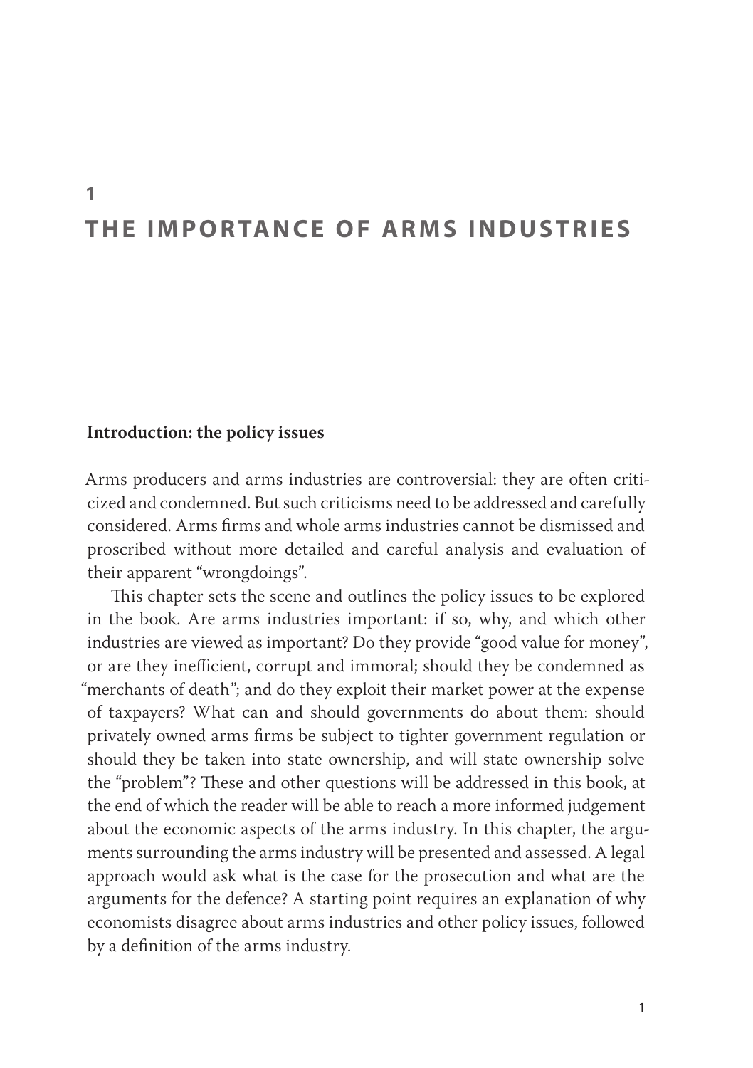# 1 THE IMPORTANCE OF ARMS INDUSTRIES

## Introduction: the policy issues

Arms producers and arms industries are controversial: they are often criticized and condemned. But such criticisms need to be addressed and carefully considered. Arms firms and whole arms industries cannot be dismissed and proscribed without more detailed and careful analysis and evaluation of their apparent "wrongdoings".

This chapter sets the scene and outlines the policy issues to be explored in the book. Are arms industries important: if so, why, and which other industries are viewed as important? Do they provide "good value for money", or are they inefficient, corrupt and immoral; should they be condemned as "merchants of death"; and do they exploit their market power at the expense of taxpayers? What can and should governments do about them: should privately owned arms firms be subject to tighter government regulation or should they be taken into state ownership, and will state ownership solve the "problem"? These and other questions will be addressed in this book, at the end of which the reader will be able to reach a more informed judgement about the economic aspects of the arms industry. In this chapter, the arguments surrounding the arms industry will be presented and assessed. A legal approach would ask what is the case for the prosecution and what are the arguments for the defence? A starting point requires an explanation of why economists disagree about arms industries and other policy issues, followed by a definition of the arms industry.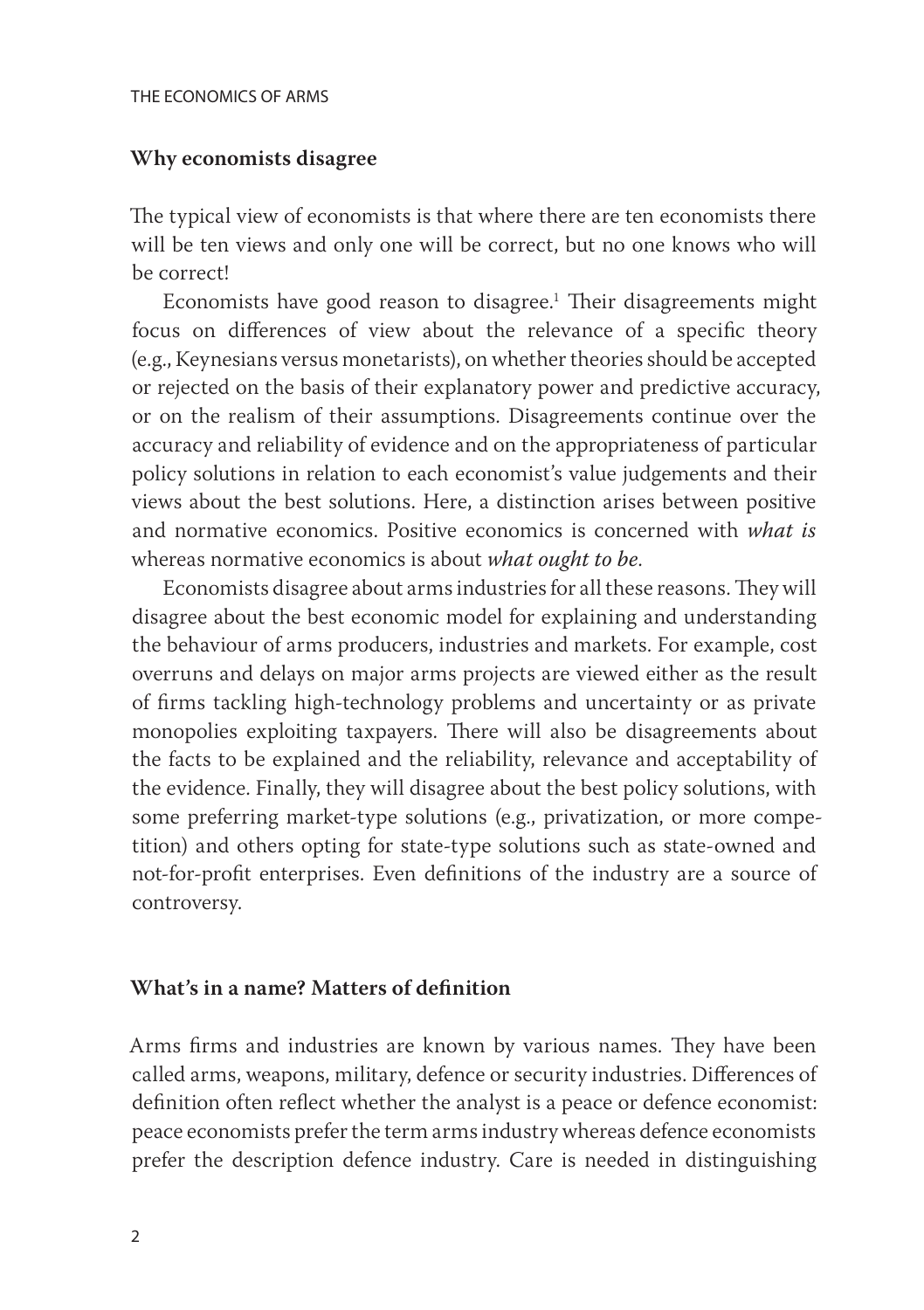## Why economists disagree

The typical view of economists is that where there are ten economists there will be ten views and only one will be correct, but no one knows who will be correct!

Economists have good reason to disagree.[1] Their disagreements might focus on differences of view about the relevance of a specific theory (e.g., Keynesians versus monetarists), on whether theories should be accepted or rejected on the basis of their explanatory power and predictive accuracy, or on the realism of their assumptions. Disagreements continue over the accuracy and reliability of evidence and on the appropriateness of particular policy solutions in relation to each economist's value judgements and their views about the best solutions. Here, a distinction arises between positive and normative economics. Positive economics is concerned with *what is* whereas normative economics is about *what ought to be*.

Economists disagree about arms industries for all these reasons. They will disagree about the best economic model for explaining and understanding the behaviour of arms producers, industries and markets. For example, cost overruns and delays on major arms projects are viewed either as the result of firms tackling high-technology problems and uncertainty or as private monopolies exploiting taxpayers. There will also be disagreements about the facts to be explained and the reliability, relevance and acceptability of the evidence. Finally, they will disagree about the best policy solutions, with some preferring market-type solutions (e.g., privatization, or more competition) and others opting for state-type solutions such as state-owned and not-for-profit enterprises. Even definitions of the industry are a source of controversy.

## What's in a name? Matters of definition

Arms firms and industries are known by various names. They have been called arms, weapons, military, defence or security industries. Differences of definition often reflect whether the analyst is a peace or defence economist: peace economists prefer the term arms industry whereas defence economists prefer the description defence industry. Care is needed in distinguishing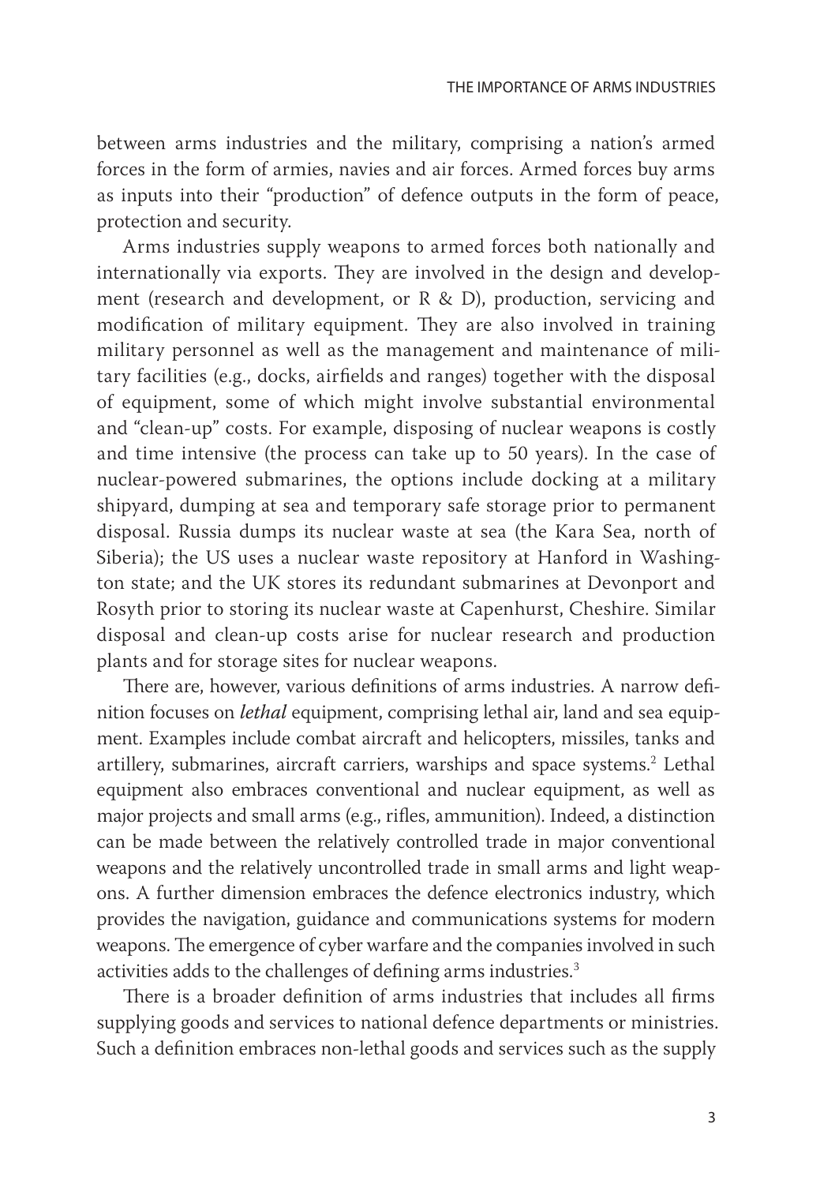between arms industries and the military, comprising a nation's armed forces in the form of armies, navies and air forces. Armed forces buy arms as inputs into their "production" of defence outputs in the form of peace, protection and security.

Arms industries supply weapons to armed forces both nationally and internationally via exports. They are involved in the design and development (research and development, or R & D), production, servicing and modification of military equipment. They are also involved in training military personnel as well as the management and maintenance of military facilities (e.g., docks, airfields and ranges) together with the disposal of equipment, some of which might involve substantial environmental and "clean-up" costs. For example, disposing of nuclear weapons is costly and time intensive (the process can take up to 50 years). In the case of nuclear-powered submarines, the options include docking at a military shipyard, dumping at sea and temporary safe storage prior to permanent disposal. Russia dumps its nuclear waste at sea (the Kara Sea, north of Siberia); the US uses a nuclear waste repository at Hanford in Washington state; and the UK stores its redundant submarines at Devonport and Rosyth prior to storing its nuclear waste at Capenhurst, Cheshire. Similar disposal and clean-up costs arise for nuclear research and production plants and for storage sites for nuclear weapons.

There are, however, various definitions of arms industries. A narrow definition focuses on *lethal* equipment, comprising lethal air, land and sea equipment. Examples include combat aircraft and helicopters, missiles, tanks and artillery, submarines, aircraft carriers, warships and space systems.[2] Lethal equipment also embraces conventional and nuclear equipment, as well as major projects and small arms (e.g., rifles, ammunition). Indeed, a distinction can be made between the relatively controlled trade in major conventional weapons and the relatively uncontrolled trade in small arms and light weapons. A further dimension embraces the defence electronics industry, which provides the navigation, guidance and communications systems for modern weapons. The emergence of cyber warfare and the companies involved in such activities adds to the challenges of defining arms industries.[3]

There is a broader definition of arms industries that includes all firms supplying goods and services to national defence departments or ministries. Such a definition embraces non-lethal goods and services such as the supply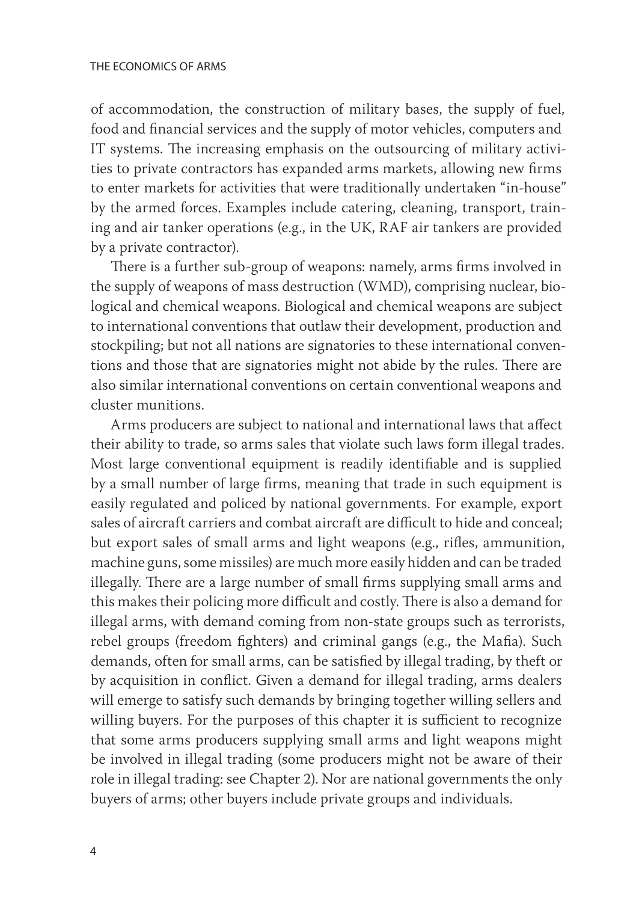of accommodation, the construction of military bases, the supply of fuel, food and financial services and the supply of motor vehicles, computers and IT systems. The increasing emphasis on the outsourcing of military activities to private contractors has expanded arms markets, allowing new firms to enter markets for activities that were traditionally undertaken "in-house" by the armed forces. Examples include catering, cleaning, transport, training and air tanker operations (e.g., in the UK, RAF air tankers are provided by a private contractor).

There is a further sub-group of weapons: namely, arms firms involved in the supply of weapons of mass destruction (WMD), comprising nuclear, biological and chemical weapons. Biological and chemical weapons are subject to international conventions that outlaw their development, production and stockpiling; but not all nations are signatories to these international conventions and those that are signatories might not abide by the rules. There are also similar international conventions on certain conventional weapons and cluster munitions.

Arms producers are subject to national and international laws that affect their ability to trade, so arms sales that violate such laws form illegal trades. Most large conventional equipment is readily identifiable and is supplied by a small number of large firms, meaning that trade in such equipment is easily regulated and policed by national governments. For example, export sales of aircraft carriers and combat aircraft are difficult to hide and conceal; but export sales of small arms and light weapons (e.g., rifles, ammunition, machine guns, some missiles) are much more easily hidden and can be traded illegally. There are a large number of small firms supplying small arms and this makes their policing more difficult and costly. There is also a demand for illegal arms, with demand coming from non-state groups such as terrorists, rebel groups (freedom fighters) and criminal gangs (e.g., the Mafia). Such demands, often for small arms, can be satisfied by illegal trading, by theft or by acquisition in conflict. Given a demand for illegal trading, arms dealers will emerge to satisfy such demands by bringing together willing sellers and willing buyers. For the purposes of this chapter it is sufficient to recognize that some arms producers supplying small arms and light weapons might be involved in illegal trading (some producers might not be aware of their role in illegal trading: see Chapter 2). Nor are national governments the only buyers of arms; other buyers include private groups and individuals.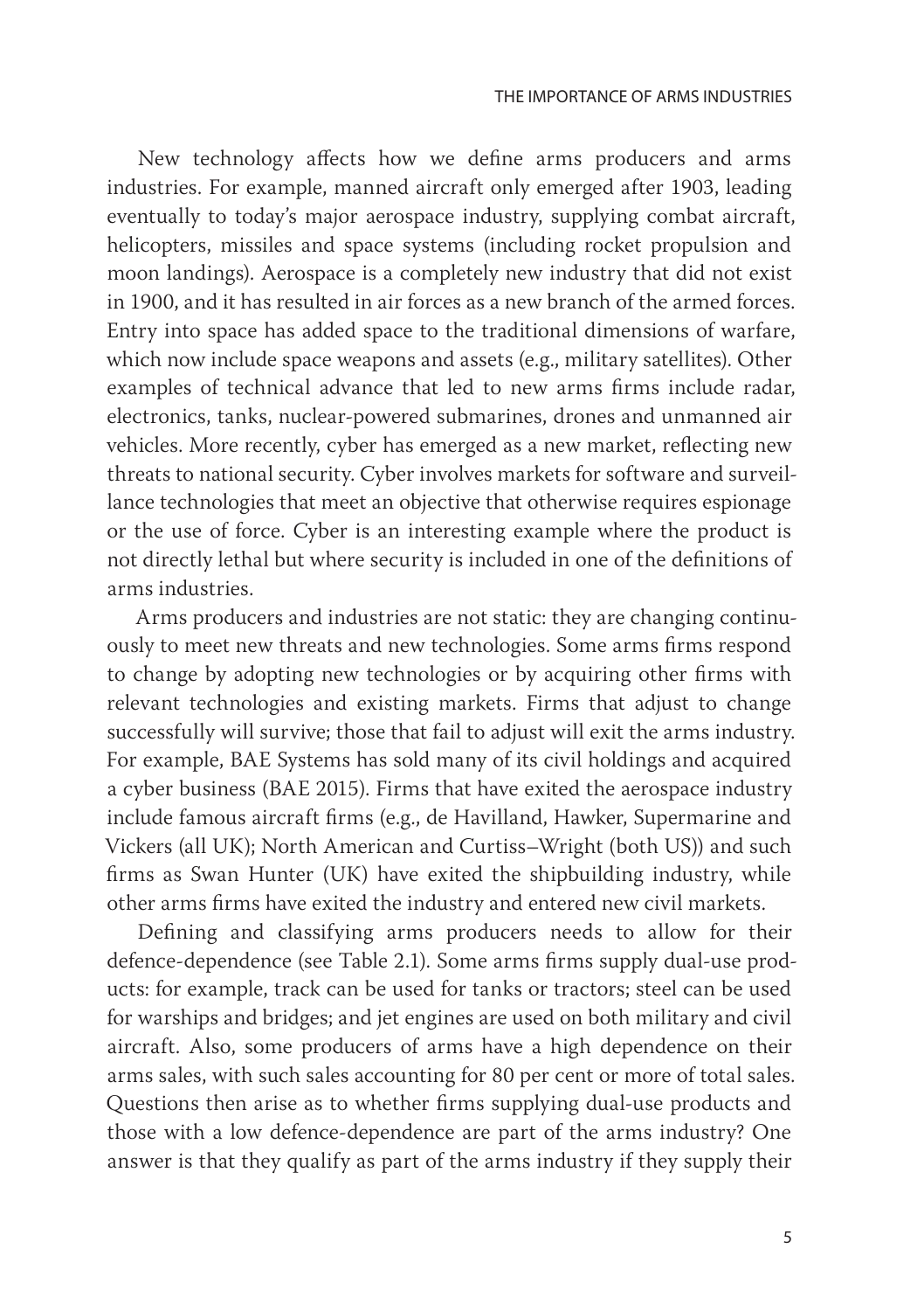New technology affects how we define arms producers and arms industries. For example, manned aircraft only emerged after 1903, leading eventually to today's major aerospace industry, supplying combat aircraft, helicopters, missiles and space systems (including rocket propulsion and moon landings). Aerospace is a completely new industry that did not exist in 1900, and it has resulted in air forces as a new branch of the armed forces. Entry into space has added space to the traditional dimensions of warfare, which now include space weapons and assets (e.g., military satellites). Other examples of technical advance that led to new arms firms include radar, electronics, tanks, nuclear-powered submarines, drones and unmanned air vehicles. More recently, cyber has emerged as a new market, reflecting new threats to national security. Cyber involves markets for software and surveillance technologies that meet an objective that otherwise requires espionage or the use of force. Cyber is an interesting example where the product is not directly lethal but where security is included in one of the definitions of arms industries.

Arms producers and industries are not static: they are changing continuously to meet new threats and new technologies. Some arms firms respond to change by adopting new technologies or by acquiring other firms with relevant technologies and existing markets. Firms that adjust to change successfully will survive; those that fail to adjust will exit the arms industry. For example, BAE Systems has sold many of its civil holdings and acquired a cyber business (BAE 2015). Firms that have exited the aerospace industry include famous aircraft firms (e.g., de Havilland, Hawker, Supermarine and Vickers (all UK); North American and Curtiss–Wright (both US)) and such firms as Swan Hunter (UK) have exited the shipbuilding industry, while other arms firms have exited the industry and entered new civil markets.

Defining and classifying arms producers needs to allow for their defence-dependence (see Table 2.1). Some arms firms supply dual-use products: for example, track can be used for tanks or tractors; steel can be used for warships and bridges; and jet engines are used on both military and civil aircraft. Also, some producers of arms have a high dependence on their arms sales, with such sales accounting for 80 per cent or more of total sales. Questions then arise as to whether firms supplying dual-use products and those with a low defence-dependence are part of the arms industry? One answer is that they qualify as part of the arms industry if they supply their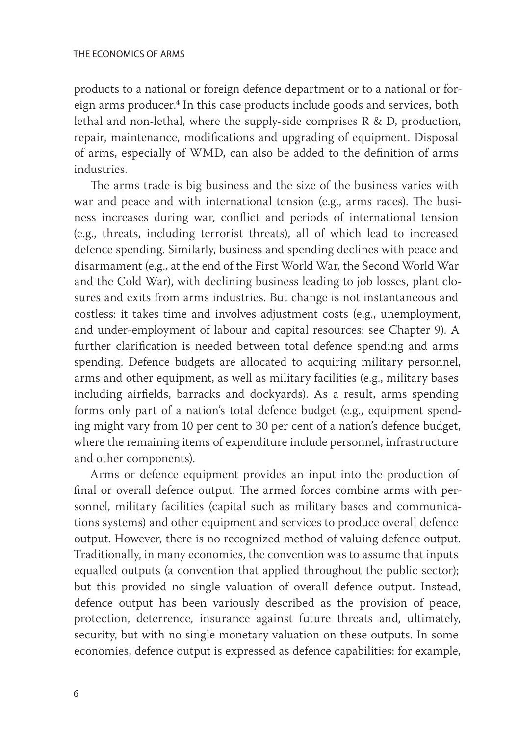products to a national or foreign defence department or to a national or foreign arms producer.[4] In this case products include goods and services, both lethal and non-lethal, where the supply-side comprises R & D, production, repair, maintenance, modifications and upgrading of equipment. Disposal of arms, especially of WMD, can also be added to the definition of arms industries.

The arms trade is big business and the size of the business varies with war and peace and with international tension (e.g., arms races). The business increases during war, conflict and periods of international tension (e.g., threats, including terrorist threats), all of which lead to increased defence spending. Similarly, business and spending declines with peace and disarmament (e.g., at the end of the First World War, the Second World War and the Cold War), with declining business leading to job losses, plant closures and exits from arms industries. But change is not instantaneous and costless: it takes time and involves adjustment costs (e.g., unemployment, and under-employment of labour and capital resources: see Chapter 9). A further clarification is needed between total defence spending and arms spending. Defence budgets are allocated to acquiring military personnel, arms and other equipment, as well as military facilities (e.g., military bases including airfields, barracks and dockyards). As a result, arms spending forms only part of a nation's total defence budget (e.g., equipment spending might vary from 10 per cent to 30 per cent of a nation's defence budget, where the remaining items of expenditure include personnel, infrastructure and other components).

Arms or defence equipment provides an input into the production of final or overall defence output. The armed forces combine arms with personnel, military facilities (capital such as military bases and communications systems) and other equipment and services to produce overall defence output. However, there is no recognized method of valuing defence output. Traditionally, in many economies, the convention was to assume that inputs equalled outputs (a convention that applied throughout the public sector); but this provided no single valuation of overall defence output. Instead, defence output has been variously described as the provision of peace, protection, deterrence, insurance against future threats and, ultimately, security, but with no single monetary valuation on these outputs. In some economies, defence output is expressed as defence capabilities: for example,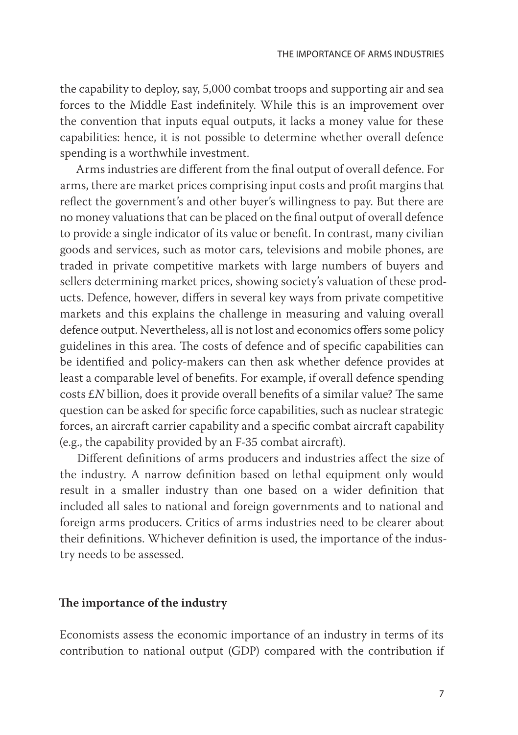the capability to deploy, say, 5,000 combat troops and supporting air and sea forces to the Middle East indefinitely. While this is an improvement over the convention that inputs equal outputs, it lacks a money value for these capabilities: hence, it is not possible to determine whether overall defence spending is a worthwhile investment.

Arms industries are different from the final output of overall defence. For arms, there are market prices comprising input costs and profit margins that reflect the government's and other buyer's willingness to pay. But there are no money valuations that can be placed on the final output of overall defence to provide a single indicator of its value or benefit. In contrast, many civilian goods and services, such as motor cars, televisions and mobile phones, are traded in private competitive markets with large numbers of buyers and sellers determining market prices, showing society's valuation of these products. Defence, however, differs in several key ways from private competitive markets and this explains the challenge in measuring and valuing overall defence output. Nevertheless, all is not lost and economics offers some policy guidelines in this area. The costs of defence and of specific capabilities can be identified and policy-makers can then ask whether defence provides at least a comparable level of benefits. For example, if overall defence spending costs £*N* billion, does it provide overall benefits of a similar value? The same question can be asked for specific force capabilities, such as nuclear strategic forces, an aircraft carrier capability and a specific combat aircraft capability (e.g., the capability provided by an F-35 combat aircraft).

Different definitions of arms producers and industries affect the size of the industry. A narrow definition based on lethal equipment only would result in a smaller industry than one based on a wider definition that included all sales to national and foreign governments and to national and foreign arms producers. Critics of arms industries need to be clearer about their definitions. Whichever definition is used, the importance of the industry needs to be assessed.

## The importance of the industry

Economists assess the economic importance of an industry in terms of its contribution to national output (GDP) compared with the contribution if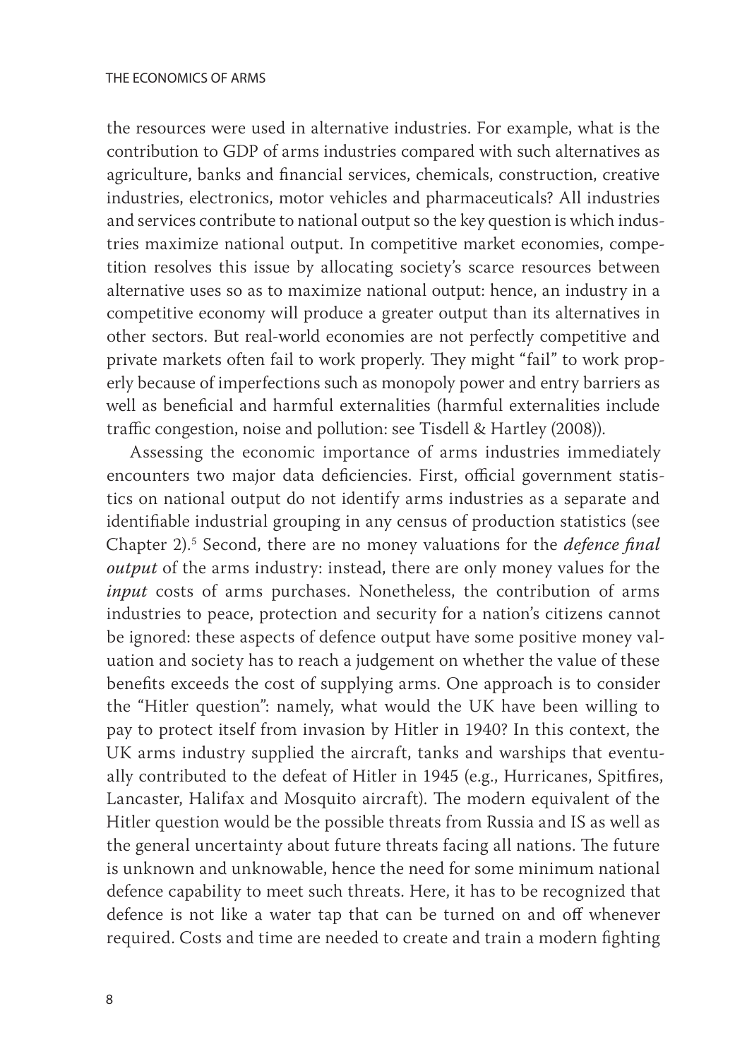the resources were used in alternative industries. For example, what is the contribution to GDP of arms industries compared with such alternatives as agriculture, banks and financial services, chemicals, construction, creative industries, electronics, motor vehicles and pharmaceuticals? All industries and services contribute to national output so the key question is which industries maximize national output. In competitive market economies, competition resolves this issue by allocating society's scarce resources between alternative uses so as to maximize national output: hence, an industry in a competitive economy will produce a greater output than its alternatives in other sectors. But real-world economies are not perfectly competitive and private markets often fail to work properly. They might "fail" to work properly because of imperfections such as monopoly power and entry barriers as well as beneficial and harmful externalities (harmful externalities include traffic congestion, noise and pollution: see Tisdell & Hartley (2008)).

Assessing the economic importance of arms industries immediately encounters two major data deficiencies. First, official government statistics on national output do not identify arms industries as a separate and identifiable industrial grouping in any census of production statistics (see Chapter 2).[5] Second, there are no money valuations for the ***defence final output*** of the arms industry: instead, there are only money values for the ***input*** costs of arms purchases. Nonetheless, the contribution of arms industries to peace, protection and security for a nation's citizens cannot be ignored: these aspects of defence output have some positive money valuation and society has to reach a judgement on whether the value of these benefits exceeds the cost of supplying arms. One approach is to consider the "Hitler question": namely, what would the UK have been willing to pay to protect itself from invasion by Hitler in 1940? In this context, the UK arms industry supplied the aircraft, tanks and warships that eventually contributed to the defeat of Hitler in 1945 (e.g., Hurricanes, Spitfires, Lancaster, Halifax and Mosquito aircraft). The modern equivalent of the Hitler question would be the possible threats from Russia and IS as well as the general uncertainty about future threats facing all nations. The future is unknown and unknowable, hence the need for some minimum national defence capability to meet such threats. Here, it has to be recognized that defence is not like a water tap that can be turned on and off whenever required. Costs and time are needed to create and train a modern fighting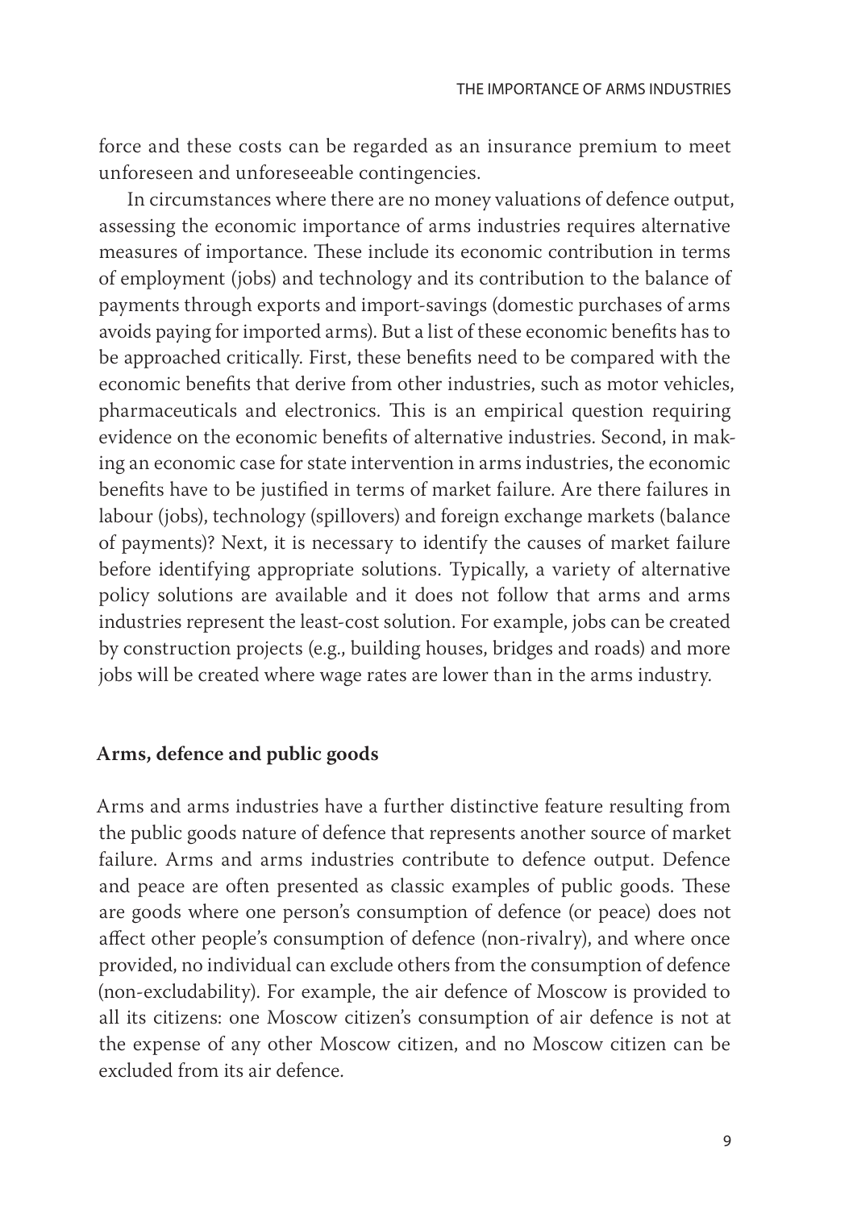force and these costs can be regarded as an insurance premium to meet unforeseen and unforeseeable contingencies.

In circumstances where there are no money valuations of defence output, assessing the economic importance of arms industries requires alternative measures of importance. These include its economic contribution in terms of employment (jobs) and technology and its contribution to the balance of payments through exports and import-savings (domestic purchases of arms avoids paying for imported arms). But a list of these economic benefits has to be approached critically. First, these benefits need to be compared with the economic benefits that derive from other industries, such as motor vehicles, pharmaceuticals and electronics. This is an empirical question requiring evidence on the economic benefits of alternative industries. Second, in making an economic case for state intervention in arms industries, the economic benefits have to be justified in terms of market failure. Are there failures in labour (jobs), technology (spillovers) and foreign exchange markets (balance of payments)? Next, it is necessary to identify the causes of market failure before identifying appropriate solutions. Typically, a variety of alternative policy solutions are available and it does not follow that arms and arms industries represent the least-cost solution. For example, jobs can be created by construction projects (e.g., building houses, bridges and roads) and more jobs will be created where wage rates are lower than in the arms industry.

## Arms, defence and public goods

Arms and arms industries have a further distinctive feature resulting from the public goods nature of defence that represents another source of market failure. Arms and arms industries contribute to defence output. Defence and peace are often presented as classic examples of public goods. These are goods where one person's consumption of defence (or peace) does not affect other people's consumption of defence (non-rivalry), and where once provided, no individual can exclude others from the consumption of defence (non-excludability). For example, the air defence of Moscow is provided to all its citizens: one Moscow citizen's consumption of air defence is not at the expense of any other Moscow citizen, and no Moscow citizen can be excluded from its air defence.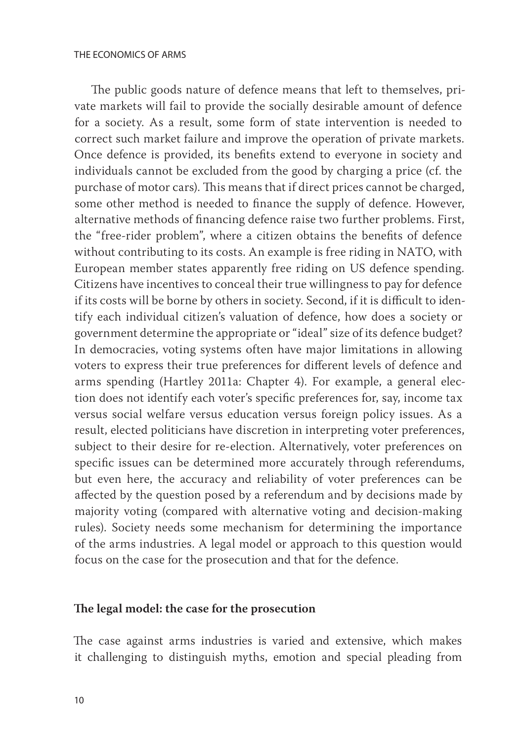The public goods nature of defence means that left to themselves, private markets will fail to provide the socially desirable amount of defence for a society. As a result, some form of state intervention is needed to correct such market failure and improve the operation of private markets. Once defence is provided, its benefits extend to everyone in society and individuals cannot be excluded from the good by charging a price (cf. the purchase of motor cars). This means that if direct prices cannot be charged, some other method is needed to finance the supply of defence. However, alternative methods of financing defence raise two further problems. First, the "free-rider problem", where a citizen obtains the benefits of defence without contributing to its costs. An example is free riding in NATO, with European member states apparently free riding on US defence spending. Citizens have incentives to conceal their true willingness to pay for defence if its costs will be borne by others in society. Second, if it is difficult to identify each individual citizen's valuation of defence, how does a society or government determine the appropriate or "ideal" size of its defence budget? In democracies, voting systems often have major limitations in allowing voters to express their true preferences for different levels of defence and arms spending (Hartley 2011a: Chapter 4). For example, a general election does not identify each voter's specific preferences for, say, income tax versus social welfare versus education versus foreign policy issues. As a result, elected politicians have discretion in interpreting voter preferences, subject to their desire for re-election. Alternatively, voter preferences on specific issues can be determined more accurately through referendums, but even here, the accuracy and reliability of voter preferences can be affected by the question posed by a referendum and by decisions made by majority voting (compared with alternative voting and decision-making rules). Society needs some mechanism for determining the importance of the arms industries. A legal model or approach to this question would focus on the case for the prosecution and that for the defence.

## The legal model: the case for the prosecution

The case against arms industries is varied and extensive, which makes it challenging to distinguish myths, emotion and special pleading from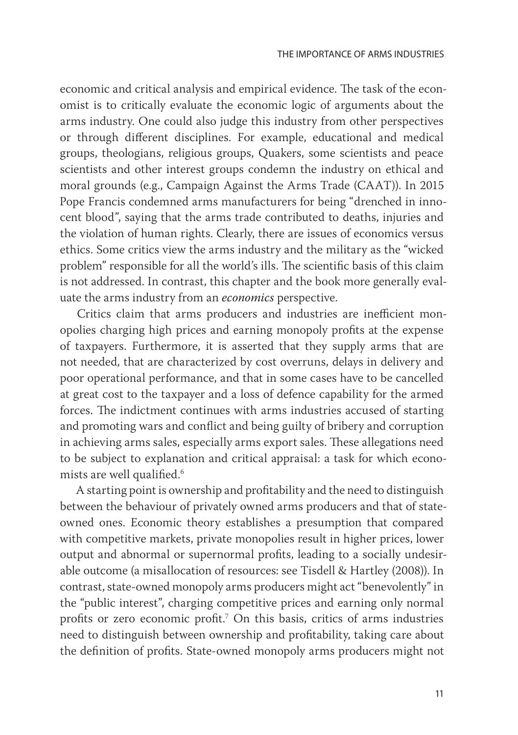economic and critical analysis and empirical evidence. The task of the economist is to critically evaluate the economic logic of arguments about the arms industry. One could also judge this industry from other perspectives or through different disciplines. For example, educational and medical groups, theologians, religious groups, Quakers, some scientists and peace scientists and other interest groups condemn the industry on ethical and moral grounds (e.g., Campaign Against the Arms Trade (CAAT)). In 2015 Pope Francis condemned arms manufacturers for being "drenched in innocent blood", saying that the arms trade contributed to deaths, injuries and the violation of human rights. Clearly, there are issues of economics versus ethics. Some critics view the arms industry and the military as the "wicked problem" responsible for all the world's ills. The scientific basis of this claim is not addressed. In contrast, this chapter and the book more generally evaluate the arms industry from an *economics* perspective.

Critics claim that arms producers and industries are inefficient monopolies charging high prices and earning monopoly profits at the expense of taxpayers. Furthermore, it is asserted that they supply arms that are not needed, that are characterized by cost overruns, delays in delivery and poor operational performance, and that in some cases have to be cancelled at great cost to the taxpayer and a loss of defence capability for the armed forces. The indictment continues with arms industries accused of starting and promoting wars and conflict and being guilty of bribery and corruption in achieving arms sales, especially arms export sales. These allegations need to be subject to explanation and critical appraisal: a task for which economists are well qualified.[6]

A starting point is ownership and profitability and the need to distinguish between the behaviour of privately owned arms producers and that of state-owned ones. Economic theory establishes a presumption that compared with competitive markets, private monopolies result in higher prices, lower output and abnormal or supernormal profits, leading to a socially undesirable outcome (a misallocation of resources: see Tisdell & Hartley (2008)). In contrast, state-owned monopoly arms producers might act "benevolently" in the "public interest", charging competitive prices and earning only normal profits or zero economic profit.[7] On this basis, critics of arms industries need to distinguish between ownership and profitability, taking care about the definition of profits. State-owned monopoly arms producers might not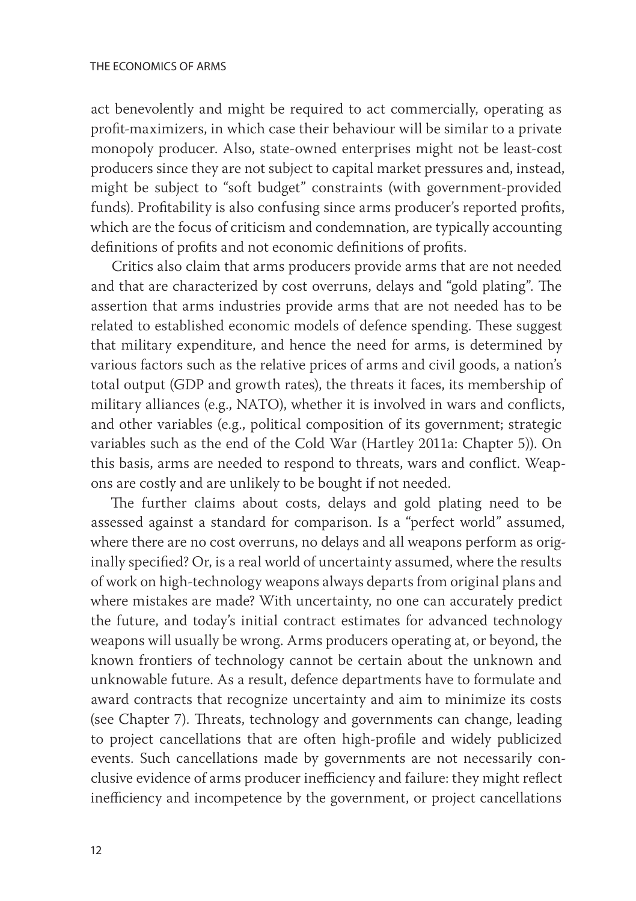act benevolently and might be required to act commercially, operating as profit-maximizers, in which case their behaviour will be similar to a private monopoly producer. Also, state-owned enterprises might not be least-cost producers since they are not subject to capital market pressures and, instead, might be subject to "soft budget" constraints (with government-provided funds). Profitability is also confusing since arms producer's reported profits, which are the focus of criticism and condemnation, are typically accounting definitions of profits and not economic definitions of profits.

Critics also claim that arms producers provide arms that are not needed and that are characterized by cost overruns, delays and "gold plating". The assertion that arms industries provide arms that are not needed has to be related to established economic models of defence spending. These suggest that military expenditure, and hence the need for arms, is determined by various factors such as the relative prices of arms and civil goods, a nation's total output (GDP and growth rates), the threats it faces, its membership of military alliances (e.g., NATO), whether it is involved in wars and conflicts, and other variables (e.g., political composition of its government; strategic variables such as the end of the Cold War (Hartley 2011a: Chapter 5)). On this basis, arms are needed to respond to threats, wars and conflict. Weapons are costly and are unlikely to be bought if not needed.

The further claims about costs, delays and gold plating need to be assessed against a standard for comparison. Is a "perfect world" assumed, where there are no cost overruns, no delays and all weapons perform as originally specified? Or, is a real world of uncertainty assumed, where the results of work on high-technology weapons always departs from original plans and where mistakes are made? With uncertainty, no one can accurately predict the future, and today's initial contract estimates for advanced technology weapons will usually be wrong. Arms producers operating at, or beyond, the known frontiers of technology cannot be certain about the unknown and unknowable future. As a result, defence departments have to formulate and award contracts that recognize uncertainty and aim to minimize its costs (see Chapter 7). Threats, technology and governments can change, leading to project cancellations that are often high-profile and widely publicized events. Such cancellations made by governments are not necessarily conclusive evidence of arms producer inefficiency and failure: they might reflect inefficiency and incompetence by the government, or project cancellations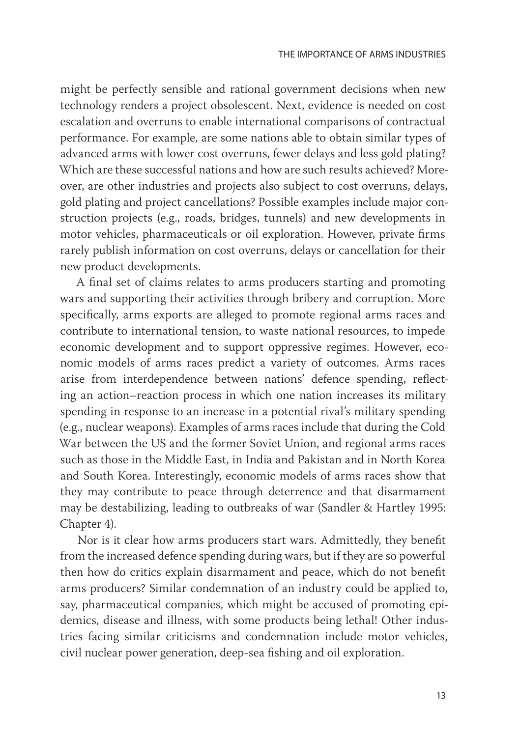might be perfectly sensible and rational government decisions when new technology renders a project obsolescent. Next, evidence is needed on cost escalation and overruns to enable international comparisons of contractual performance. For example, are some nations able to obtain similar types of advanced arms with lower cost overruns, fewer delays and less gold plating? Which are these successful nations and how are such results achieved? Moreover, are other industries and projects also subject to cost overruns, delays, gold plating and project cancellations? Possible examples include major construction projects (e.g., roads, bridges, tunnels) and new developments in motor vehicles, pharmaceuticals or oil exploration. However, private firms rarely publish information on cost overruns, delays or cancellation for their new product developments.

A final set of claims relates to arms producers starting and promoting wars and supporting their activities through bribery and corruption. More specifically, arms exports are alleged to promote regional arms races and contribute to international tension, to waste national resources, to impede economic development and to support oppressive regimes. However, economic models of arms races predict a variety of outcomes. Arms races arise from interdependence between nations' defence spending, reflecting an action–reaction process in which one nation increases its military spending in response to an increase in a potential rival's military spending (e.g., nuclear weapons). Examples of arms races include that during the Cold War between the US and the former Soviet Union, and regional arms races such as those in the Middle East, in India and Pakistan and in North Korea and South Korea. Interestingly, economic models of arms races show that they may contribute to peace through deterrence and that disarmament may be destabilizing, leading to outbreaks of war (Sandler & Hartley 1995: Chapter 4).

Nor is it clear how arms producers start wars. Admittedly, they benefit from the increased defence spending during wars, but if they are so powerful then how do critics explain disarmament and peace, which do not benefit arms producers? Similar condemnation of an industry could be applied to, say, pharmaceutical companies, which might be accused of promoting epidemics, disease and illness, with some products being lethal! Other industries facing similar criticisms and condemnation include motor vehicles, civil nuclear power generation, deep-sea fishing and oil exploration.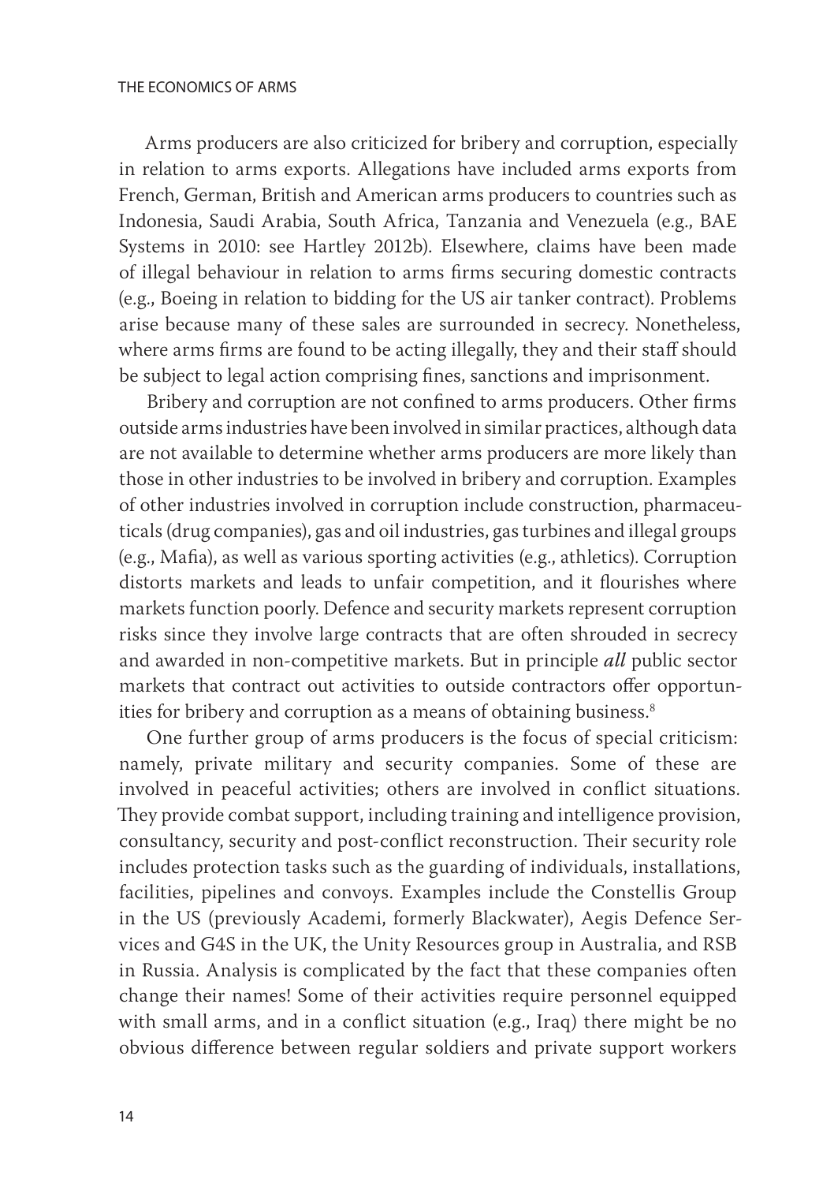Arms producers are also criticized for bribery and corruption, especially in relation to arms exports. Allegations have included arms exports from French, German, British and American arms producers to countries such as Indonesia, Saudi Arabia, South Africa, Tanzania and Venezuela (e.g., BAE Systems in 2010: see Hartley 2012b). Elsewhere, claims have been made of illegal behaviour in relation to arms firms securing domestic contracts (e.g., Boeing in relation to bidding for the US air tanker contract). Problems arise because many of these sales are surrounded in secrecy. Nonetheless, where arms firms are found to be acting illegally, they and their staff should be subject to legal action comprising fines, sanctions and imprisonment.

Bribery and corruption are not confined to arms producers. Other firms outside arms industries have been involved in similar practices, although data are not available to determine whether arms producers are more likely than those in other industries to be involved in bribery and corruption. Examples of other industries involved in corruption include construction, pharmaceuticals (drug companies), gas and oil industries, gas turbines and illegal groups (e.g., Mafia), as well as various sporting activities (e.g., athletics). Corruption distorts markets and leads to unfair competition, and it flourishes where markets function poorly. Defence and security markets represent corruption risks since they involve large contracts that are often shrouded in secrecy and awarded in non-competitive markets. But in principle ***all*** public sector markets that contract out activities to outside contractors offer opportunities for bribery and corruption as a means of obtaining business.[8]

One further group of arms producers is the focus of special criticism: namely, private military and security companies. Some of these are involved in peaceful activities; others are involved in conflict situations. They provide combat support, including training and intelligence provision, consultancy, security and post-conflict reconstruction. Their security role includes protection tasks such as the guarding of individuals, installations, facilities, pipelines and convoys. Examples include the Constellis Group in the US (previously Academi, formerly Blackwater), Aegis Defence Services and G4S in the UK, the Unity Resources group in Australia, and RSB in Russia. Analysis is complicated by the fact that these companies often change their names! Some of their activities require personnel equipped with small arms, and in a conflict situation (e.g., Iraq) there might be no obvious difference between regular soldiers and private support workers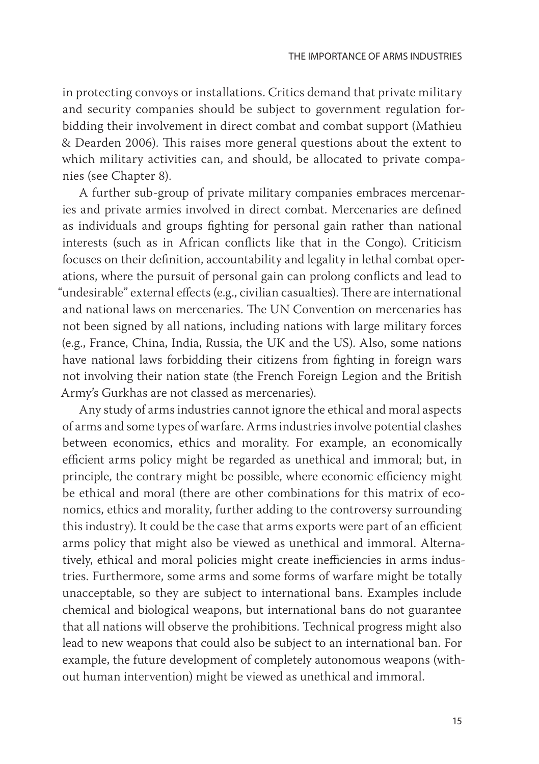in protecting convoys or installations. Critics demand that private military and security companies should be subject to government regulation forbidding their involvement in direct combat and combat support (Mathieu & Dearden 2006). This raises more general questions about the extent to which military activities can, and should, be allocated to private companies (see Chapter 8).

A further sub-group of private military companies embraces mercenaries and private armies involved in direct combat. Mercenaries are defined as individuals and groups fighting for personal gain rather than national interests (such as in African conflicts like that in the Congo). Criticism focuses on their definition, accountability and legality in lethal combat operations, where the pursuit of personal gain can prolong conflicts and lead to "undesirable" external effects (e.g., civilian casualties). There are international and national laws on mercenaries. The UN Convention on mercenaries has not been signed by all nations, including nations with large military forces (e.g., France, China, India, Russia, the UK and the US). Also, some nations have national laws forbidding their citizens from fighting in foreign wars not involving their nation state (the French Foreign Legion and the British Army's Gurkhas are not classed as mercenaries).

Any study of arms industries cannot ignore the ethical and moral aspects of arms and some types of warfare. Arms industries involve potential clashes between economics, ethics and morality. For example, an economically efficient arms policy might be regarded as unethical and immoral; but, in principle, the contrary might be possible, where economic efficiency might be ethical and moral (there are other combinations for this matrix of economics, ethics and morality, further adding to the controversy surrounding this industry). It could be the case that arms exports were part of an efficient arms policy that might also be viewed as unethical and immoral. Alternatively, ethical and moral policies might create inefficiencies in arms industries. Furthermore, some arms and some forms of warfare might be totally unacceptable, so they are subject to international bans. Examples include chemical and biological weapons, but international bans do not guarantee that all nations will observe the prohibitions. Technical progress might also lead to new weapons that could also be subject to an international ban. For example, the future development of completely autonomous weapons (without human intervention) might be viewed as unethical and immoral.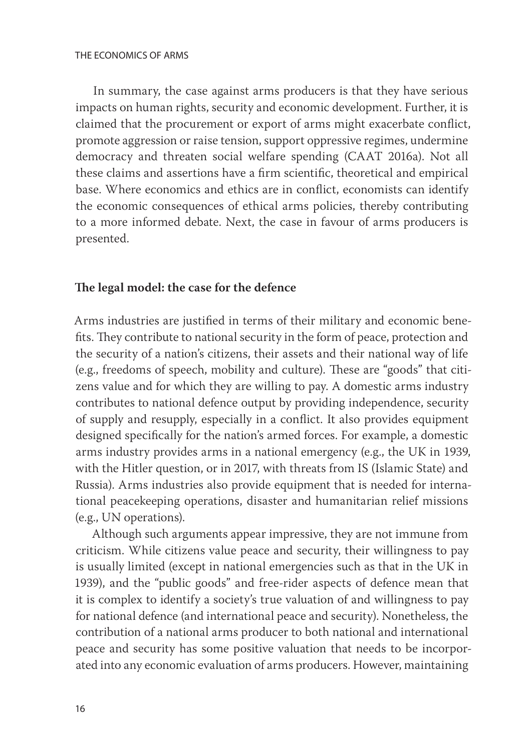In summary, the case against arms producers is that they have serious impacts on human rights, security and economic development. Further, it is claimed that the procurement or export of arms might exacerbate conflict, promote aggression or raise tension, support oppressive regimes, undermine democracy and threaten social welfare spending (CAAT 2016a). Not all these claims and assertions have a firm scientific, theoretical and empirical base. Where economics and ethics are in conflict, economists can identify the economic consequences of ethical arms policies, thereby contributing to a more informed debate. Next, the case in favour of arms producers is presented.

## The legal model: the case for the defence

Arms industries are justified in terms of their military and economic benefits. They contribute to national security in the form of peace, protection and the security of a nation's citizens, their assets and their national way of life (e.g., freedoms of speech, mobility and culture). These are "goods" that citizens value and for which they are willing to pay. A domestic arms industry contributes to national defence output by providing independence, security of supply and resupply, especially in a conflict. It also provides equipment designed specifically for the nation's armed forces. For example, a domestic arms industry provides arms in a national emergency (e.g., the UK in 1939, with the Hitler question, or in 2017, with threats from IS (Islamic State) and Russia). Arms industries also provide equipment that is needed for international peacekeeping operations, disaster and humanitarian relief missions (e.g., UN operations).

Although such arguments appear impressive, they are not immune from criticism. While citizens value peace and security, their willingness to pay is usually limited (except in national emergencies such as that in the UK in 1939), and the "public goods" and free-rider aspects of defence mean that it is complex to identify a society's true valuation of and willingness to pay for national defence (and international peace and security). Nonetheless, the contribution of a national arms producer to both national and international peace and security has some positive valuation that needs to be incorporated into any economic evaluation of arms producers. However, maintaining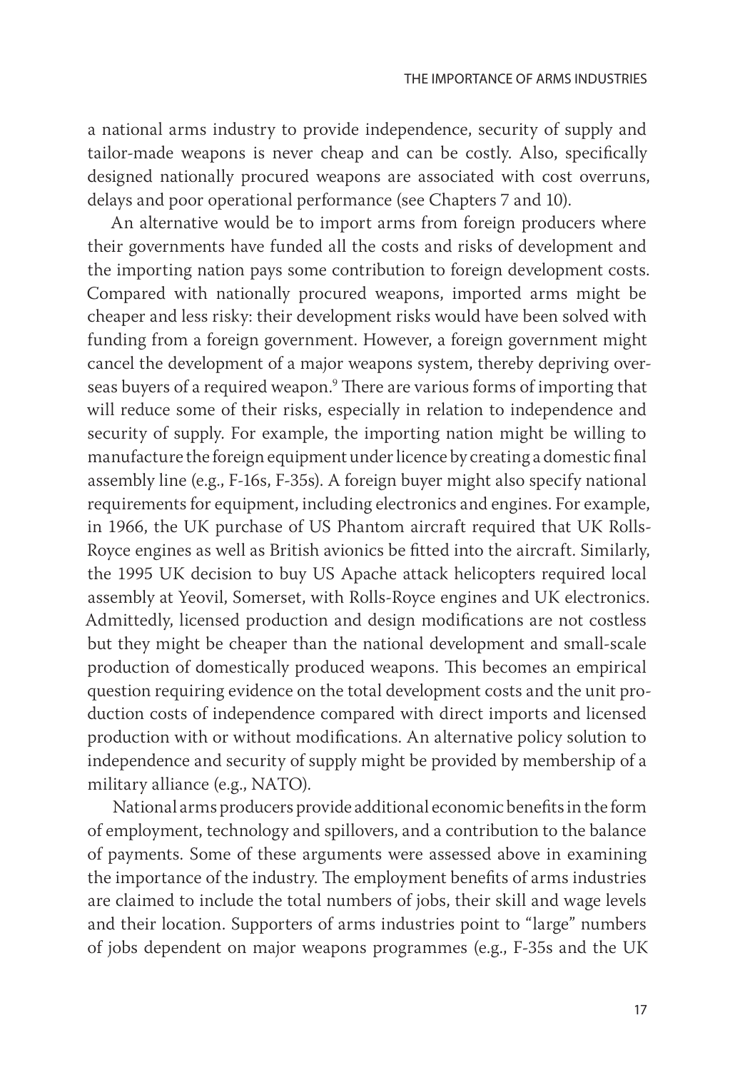a national arms industry to provide independence, security of supply and tailor-made weapons is never cheap and can be costly. Also, specifically designed nationally procured weapons are associated with cost overruns, delays and poor operational performance (see Chapters 7 and 10).

An alternative would be to import arms from foreign producers where their governments have funded all the costs and risks of development and the importing nation pays some contribution to foreign development costs. Compared with nationally procured weapons, imported arms might be cheaper and less risky: their development risks would have been solved with funding from a foreign government. However, a foreign government might cancel the development of a major weapons system, thereby depriving overseas buyers of a required weapon.[9] There are various forms of importing that will reduce some of their risks, especially in relation to independence and security of supply. For example, the importing nation might be willing to manufacture the foreign equipment under licence by creating a domestic final assembly line (e.g., F-16s, F-35s). A foreign buyer might also specify national requirements for equipment, including electronics and engines. For example, in 1966, the UK purchase of US Phantom aircraft required that UK Rolls-Royce engines as well as British avionics be fitted into the aircraft. Similarly, the 1995 UK decision to buy US Apache attack helicopters required local assembly at Yeovil, Somerset, with Rolls-Royce engines and UK electronics. Admittedly, licensed production and design modifications are not costless but they might be cheaper than the national development and small-scale production of domestically produced weapons. This becomes an empirical question requiring evidence on the total development costs and the unit production costs of independence compared with direct imports and licensed production with or without modifications. An alternative policy solution to independence and security of supply might be provided by membership of a military alliance (e.g., NATO).

National arms producers provide additional economic benefits in the form of employment, technology and spillovers, and a contribution to the balance of payments. Some of these arguments were assessed above in examining the importance of the industry. The employment benefits of arms industries are claimed to include the total numbers of jobs, their skill and wage levels and their location. Supporters of arms industries point to "large" numbers of jobs dependent on major weapons programmes (e.g., F-35s and the UK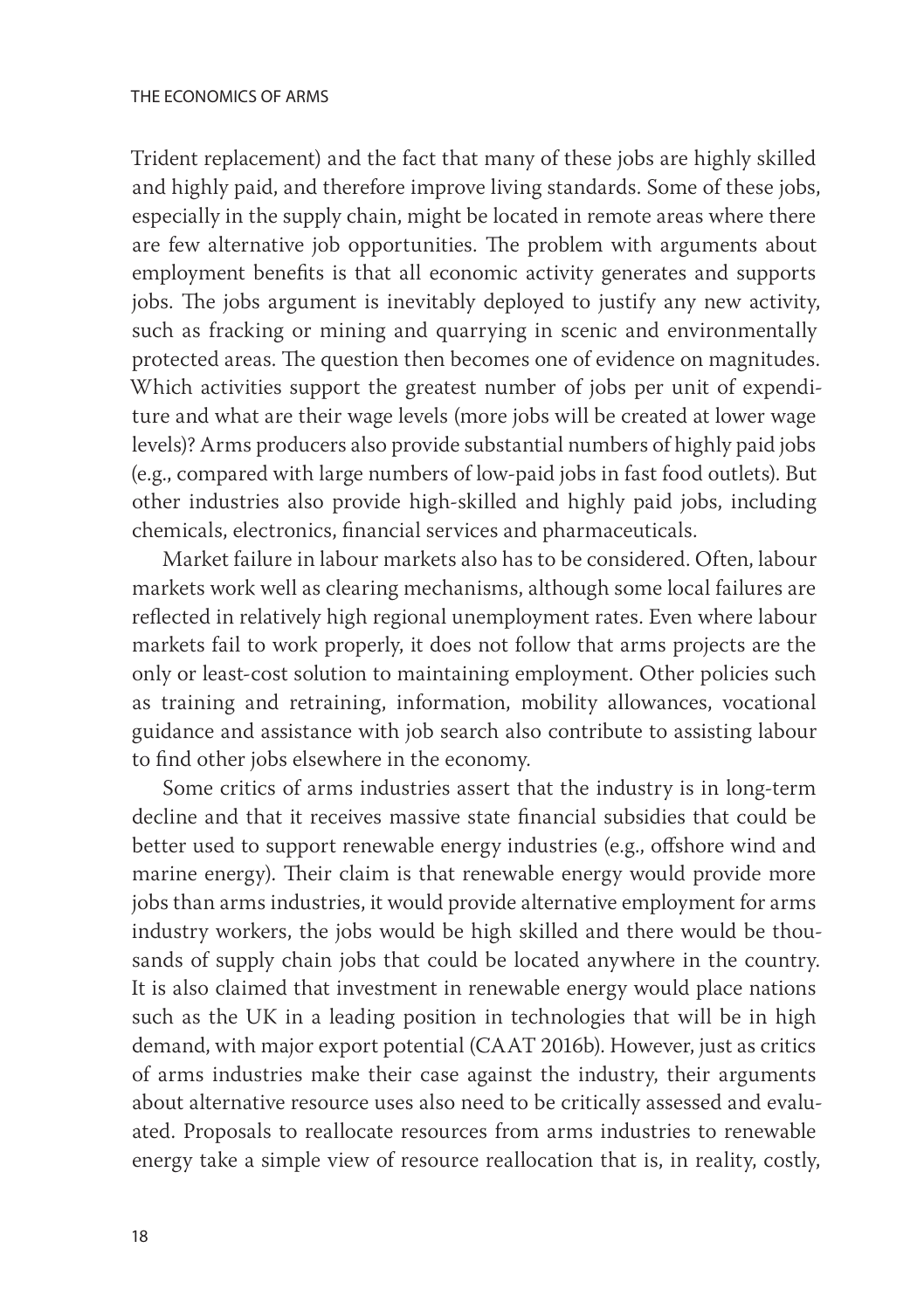Trident replacement) and the fact that many of these jobs are highly skilled and highly paid, and therefore improve living standards. Some of these jobs, especially in the supply chain, might be located in remote areas where there are few alternative job opportunities. The problem with arguments about employment benefits is that all economic activity generates and supports jobs. The jobs argument is inevitably deployed to justify any new activity, such as fracking or mining and quarrying in scenic and environmentally protected areas. The question then becomes one of evidence on magnitudes. Which activities support the greatest number of jobs per unit of expenditure and what are their wage levels (more jobs will be created at lower wage levels)? Arms producers also provide substantial numbers of highly paid jobs (e.g., compared with large numbers of low-paid jobs in fast food outlets). But other industries also provide high-skilled and highly paid jobs, including chemicals, electronics, financial services and pharmaceuticals.

Market failure in labour markets also has to be considered. Often, labour markets work well as clearing mechanisms, although some local failures are reflected in relatively high regional unemployment rates. Even where labour markets fail to work properly, it does not follow that arms projects are the only or least-cost solution to maintaining employment. Other policies such as training and retraining, information, mobility allowances, vocational guidance and assistance with job search also contribute to assisting labour to find other jobs elsewhere in the economy.

Some critics of arms industries assert that the industry is in long-term decline and that it receives massive state financial subsidies that could be better used to support renewable energy industries (e.g., offshore wind and marine energy). Their claim is that renewable energy would provide more jobs than arms industries, it would provide alternative employment for arms industry workers, the jobs would be high skilled and there would be thousands of supply chain jobs that could be located anywhere in the country. It is also claimed that investment in renewable energy would place nations such as the UK in a leading position in technologies that will be in high demand, with major export potential (CAAT 2016b). However, just as critics of arms industries make their case against the industry, their arguments about alternative resource uses also need to be critically assessed and evaluated. Proposals to reallocate resources from arms industries to renewable energy take a simple view of resource reallocation that is, in reality, costly,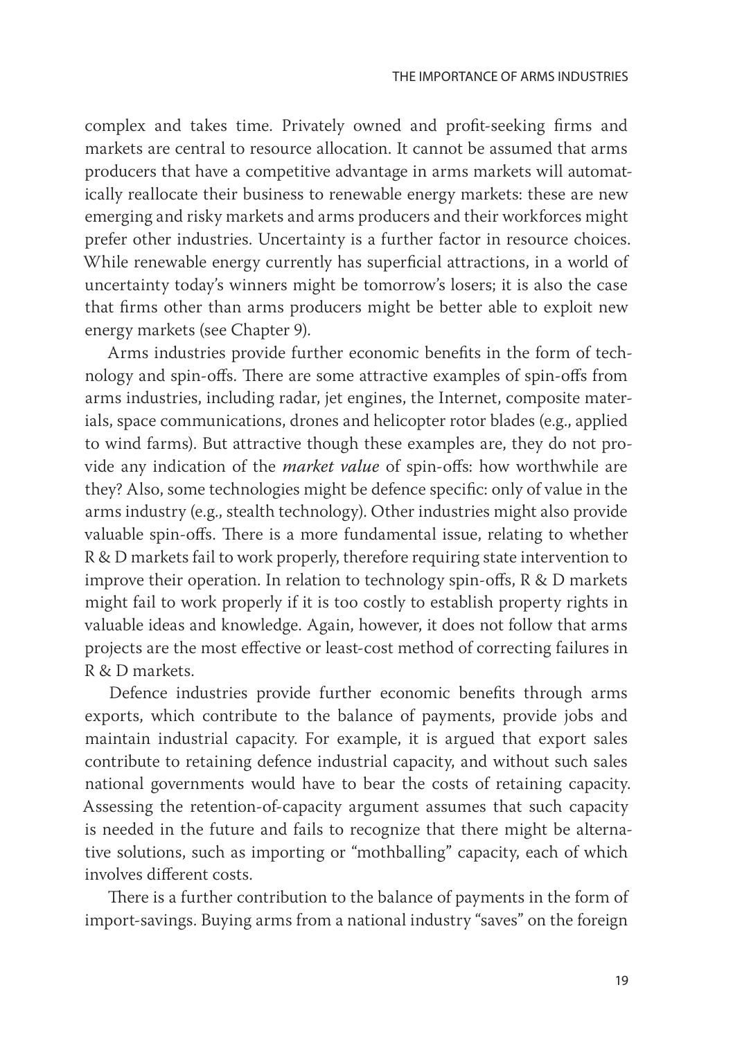complex and takes time. Privately owned and profit-seeking firms and markets are central to resource allocation. It cannot be assumed that arms producers that have a competitive advantage in arms markets will automatically reallocate their business to renewable energy markets: these are new emerging and risky markets and arms producers and their workforces might prefer other industries. Uncertainty is a further factor in resource choices. While renewable energy currently has superficial attractions, in a world of uncertainty today's winners might be tomorrow's losers; it is also the case that firms other than arms producers might be better able to exploit new energy markets (see Chapter 9).

Arms industries provide further economic benefits in the form of technology and spin-offs. There are some attractive examples of spin-offs from arms industries, including radar, jet engines, the Internet, composite materials, space communications, drones and helicopter rotor blades (e.g., applied to wind farms). But attractive though these examples are, they do not provide any indication of the *market value* of spin-offs: how worthwhile are they? Also, some technologies might be defence specific: only of value in the arms industry (e.g., stealth technology). Other industries might also provide valuable spin-offs. There is a more fundamental issue, relating to whether R & D markets fail to work properly, therefore requiring state intervention to improve their operation. In relation to technology spin-offs, R & D markets might fail to work properly if it is too costly to establish property rights in valuable ideas and knowledge. Again, however, it does not follow that arms projects are the most effective or least-cost method of correcting failures in R & D markets.

Defence industries provide further economic benefits through arms exports, which contribute to the balance of payments, provide jobs and maintain industrial capacity. For example, it is argued that export sales contribute to retaining defence industrial capacity, and without such sales national governments would have to bear the costs of retaining capacity. Assessing the retention-of-capacity argument assumes that such capacity is needed in the future and fails to recognize that there might be alternative solutions, such as importing or "mothballing" capacity, each of which involves different costs.

There is a further contribution to the balance of payments in the form of import-savings. Buying arms from a national industry "saves" on the foreign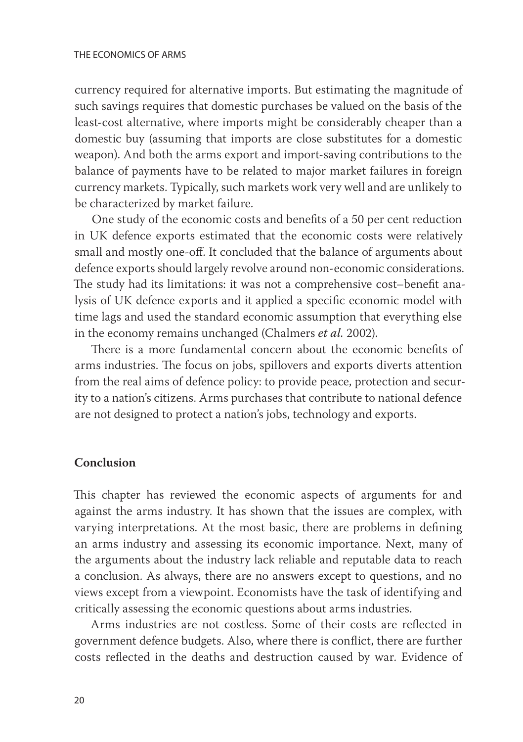currency required for alternative imports. But estimating the magnitude of such savings requires that domestic purchases be valued on the basis of the least-cost alternative, where imports might be considerably cheaper than a domestic buy (assuming that imports are close substitutes for a domestic weapon). And both the arms export and import-saving contributions to the balance of payments have to be related to major market failures in foreign currency markets. Typically, such markets work very well and are unlikely to be characterized by market failure.

One study of the economic costs and benefits of a 50 per cent reduction in UK defence exports estimated that the economic costs were relatively small and mostly one-off. It concluded that the balance of arguments about defence exports should largely revolve around non-economic considerations. The study had its limitations: it was not a comprehensive cost–benefit analysis of UK defence exports and it applied a specific economic model with time lags and used the standard economic assumption that everything else in the economy remains unchanged (Chalmers *et al.* 2002).

There is a more fundamental concern about the economic benefits of arms industries. The focus on jobs, spillovers and exports diverts attention from the real aims of defence policy: to provide peace, protection and security to a nation's citizens. Arms purchases that contribute to national defence are not designed to protect a nation's jobs, technology and exports.

## Conclusion

This chapter has reviewed the economic aspects of arguments for and against the arms industry. It has shown that the issues are complex, with varying interpretations. At the most basic, there are problems in defining an arms industry and assessing its economic importance. Next, many of the arguments about the industry lack reliable and reputable data to reach a conclusion. As always, there are no answers except to questions, and no views except from a viewpoint. Economists have the task of identifying and critically assessing the economic questions about arms industries.

Arms industries are not costless. Some of their costs are reflected in government defence budgets. Also, where there is conflict, there are further costs reflected in the deaths and destruction caused by war. Evidence of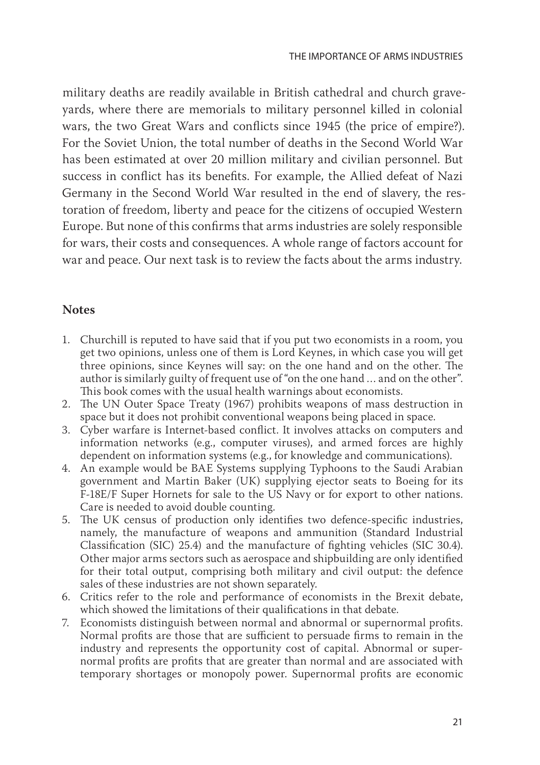military deaths are readily available in British cathedral and church graveyards, where there are memorials to military personnel killed in colonial wars, the two Great Wars and conflicts since 1945 (the price of empire?). For the Soviet Union, the total number of deaths in the Second World War has been estimated at over 20 million military and civilian personnel. But success in conflict has its benefits. For example, the Allied defeat of Nazi Germany in the Second World War resulted in the end of slavery, the restoration of freedom, liberty and peace for the citizens of occupied Western Europe. But none of this confirms that arms industries are solely responsible for wars, their costs and consequences. A whole range of factors account for war and peace. Our next task is to review the facts about the arms industry.

## Notes

1. Churchill is reputed to have said that if you put two economists in a room, you get two opinions, unless one of them is Lord Keynes, in which case you will get three opinions, since Keynes will say: on the one hand and on the other. The author is similarly guilty of frequent use of "on the one hand ... and on the other". This book comes with the usual health warnings about economists.
2. The UN Outer Space Treaty (1967) prohibits weapons of mass destruction in space but it does not prohibit conventional weapons being placed in space.
3. Cyber warfare is Internet-based conflict. It involves attacks on computers and information networks (e.g., computer viruses), and armed forces are highly dependent on information systems (e.g., for knowledge and communications).
4. An example would be BAE Systems supplying Typhoons to the Saudi Arabian government and Martin Baker (UK) supplying ejector seats to Boeing for its F-18E/F Super Hornets for sale to the US Navy or for export to other nations. Care is needed to avoid double counting.
5. The UK census of production only identifies two defence-specific industries, namely, the manufacture of weapons and ammunition (Standard Industrial Classification (SIC) 25.4) and the manufacture of fighting vehicles (SIC 30.4). Other major arms sectors such as aerospace and shipbuilding are only identified for their total output, comprising both military and civil output: the defence sales of these industries are not shown separately.
6. Critics refer to the role and performance of economists in the Brexit debate, which showed the limitations of their qualifications in that debate.
7. Economists distinguish between normal and abnormal or supernormal profits. Normal profits are those that are sufficient to persuade firms to remain in the industry and represents the opportunity cost of capital. Abnormal or supernormal profits are profits that are greater than normal and are associated with temporary shortages or monopoly power. Supernormal profits are economic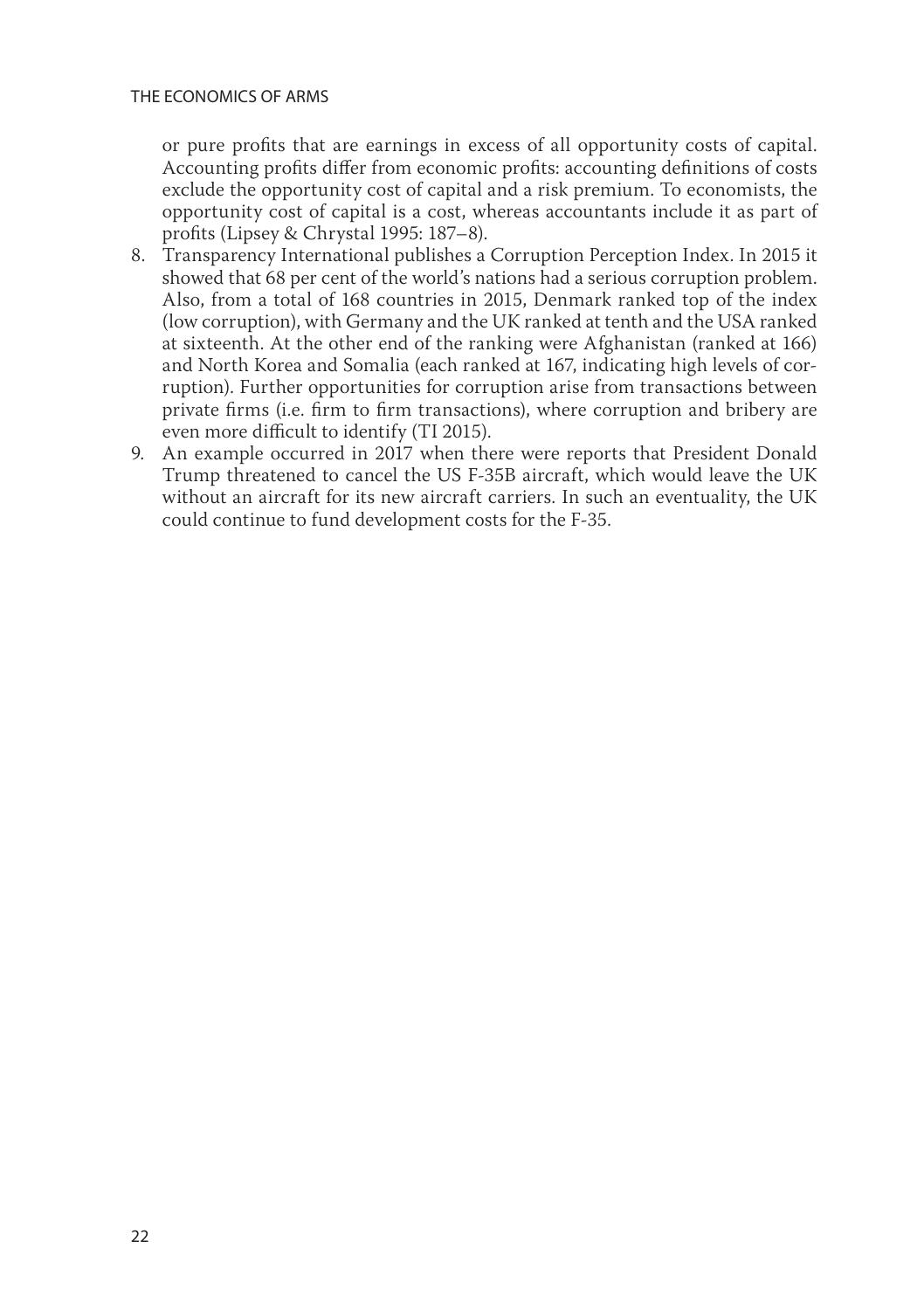or pure profits that are earnings in excess of all opportunity costs of capital. Accounting profits differ from economic profits: accounting definitions of costs exclude the opportunity cost of capital and a risk premium. To economists, the opportunity cost of capital is a cost, whereas accountants include it as part of profits (Lipsey & Chrystal 1995: 187–8).

8. Transparency International publishes a Corruption Perception Index. In 2015 it showed that 68 per cent of the world's nations had a serious corruption problem. Also, from a total of 168 countries in 2015, Denmark ranked top of the index (low corruption), with Germany and the UK ranked at tenth and the USA ranked at sixteenth. At the other end of the ranking were Afghanistan (ranked at 166) and North Korea and Somalia (each ranked at 167, indicating high levels of corruption). Further opportunities for corruption arise from transactions between private firms (i.e. firm to firm transactions), where corruption and bribery are even more difficult to identify (TI 2015).
9. An example occurred in 2017 when there were reports that President Donald Trump threatened to cancel the US F-35B aircraft, which would leave the UK without an aircraft for its new aircraft carriers. In such an eventuality, the UK could continue to fund development costs for the F-35.